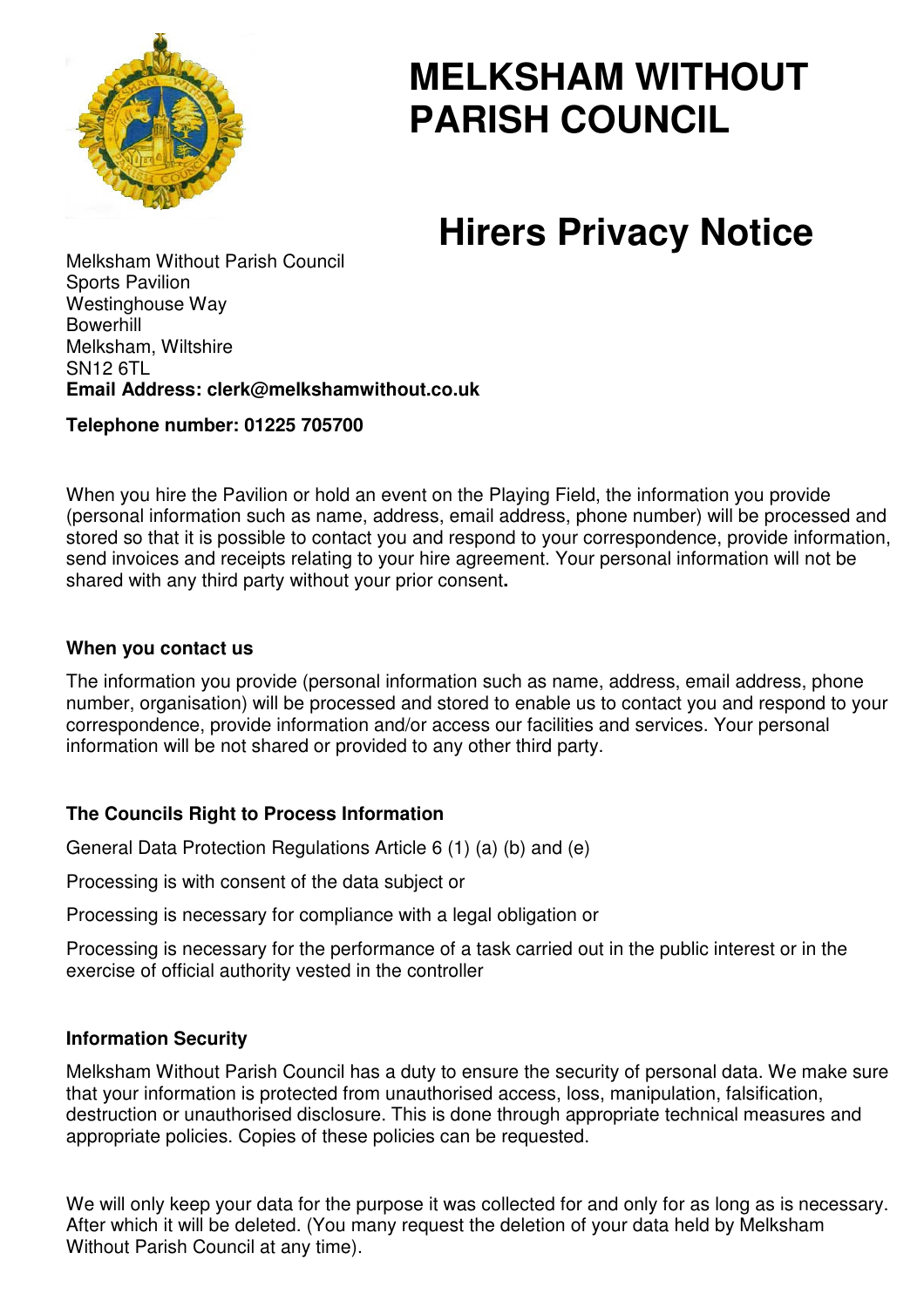# MELKSHAM WITHOUT PARISH COUNCIL

# Hirers Privacy Notice

Melksham Without Parish Council
Sports Pavilion
Westinghouse Way
Bowerhill
Melksham, Wiltshire
SN12 6TL
**Email Address: clerk@melkshamwithout.co.uk**

**Telephone number: 01225 705700**

When you hire the Pavilion or hold an event on the Playing Field, the information you provide (personal information such as name, address, email address, phone number) will be processed and stored so that it is possible to contact you and respond to your correspondence, provide information, send invoices and receipts relating to your hire agreement. Your personal information will not be shared with any third party without your prior consent**.**

**When you contact us**

The information you provide (personal information such as name, address, email address, phone number, organisation) will be processed and stored to enable us to contact you and respond to your correspondence, provide information and/or access our facilities and services. Your personal information will be not shared or provided to any other third party.

**The Councils Right to Process Information**

General Data Protection Regulations Article 6 (1) (a) (b) and (e)

Processing is with consent of the data subject or

Processing is necessary for compliance with a legal obligation or

Processing is necessary for the performance of a task carried out in the public interest or in the exercise of official authority vested in the controller

**Information Security**

Melksham Without Parish Council has a duty to ensure the security of personal data. We make sure that your information is protected from unauthorised access, loss, manipulation, falsification, destruction or unauthorised disclosure. This is done through appropriate technical measures and appropriate policies. Copies of these policies can be requested.

We will only keep your data for the purpose it was collected for and only for as long as is necessary. After which it will be deleted. (You many request the deletion of your data held by Melksham Without Parish Council at any time).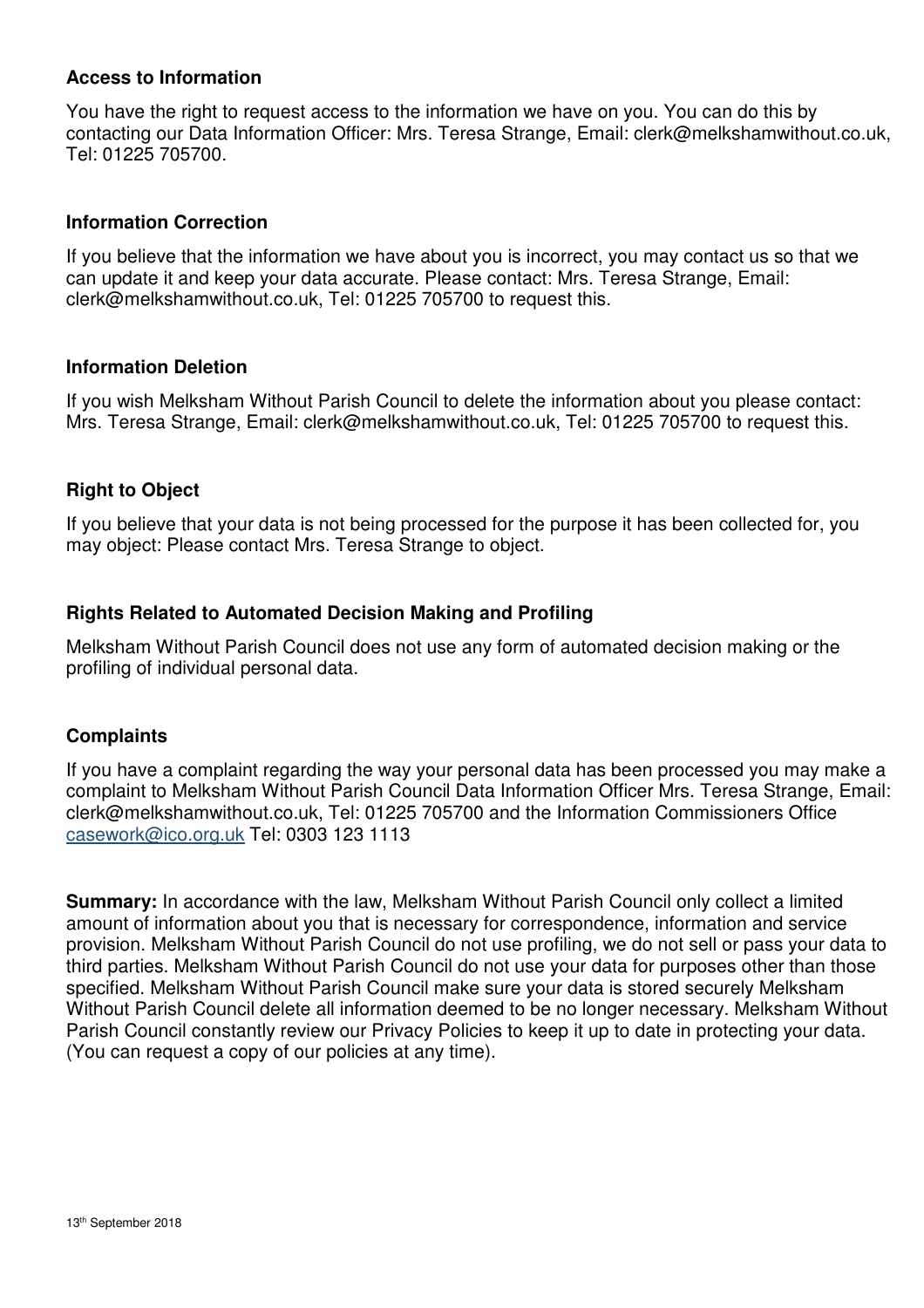### Access to Information

You have the right to request access to the information we have on you. You can do this by contacting our Data Information Officer: Mrs. Teresa Strange, Email: clerk@melkshamwithout.co.uk, Tel: 01225 705700.

### Information Correction

If you believe that the information we have about you is incorrect, you may contact us so that we can update it and keep your data accurate. Please contact: Mrs. Teresa Strange, Email: clerk@melkshamwithout.co.uk, Tel: 01225 705700 to request this.

### Information Deletion

If you wish Melksham Without Parish Council to delete the information about you please contact: Mrs. Teresa Strange, Email: clerk@melkshamwithout.co.uk, Tel: 01225 705700 to request this.

### Right to Object

If you believe that your data is not being processed for the purpose it has been collected for, you may object: Please contact Mrs. Teresa Strange to object.

### Rights Related to Automated Decision Making and Profiling

Melksham Without Parish Council does not use any form of automated decision making or the profiling of individual personal data.

### Complaints

If you have a complaint regarding the way your personal data has been processed you may make a complaint to Melksham Without Parish Council Data Information Officer Mrs. Teresa Strange, Email: clerk@melkshamwithout.co.uk, Tel: 01225 705700 and the Information Commissioners Office casework@ico.org.uk Tel: 0303 123 1113

**Summary:** In accordance with the law, Melksham Without Parish Council only collect a limited amount of information about you that is necessary for correspondence, information and service provision. Melksham Without Parish Council do not use profiling, we do not sell or pass your data to third parties. Melksham Without Parish Council do not use your data for purposes other than those specified. Melksham Without Parish Council make sure your data is stored securely Melksham Without Parish Council delete all information deemed to be no longer necessary. Melksham Without Parish Council constantly review our Privacy Policies to keep it up to date in protecting your data. (You can request a copy of our policies at any time).

13th September 2018